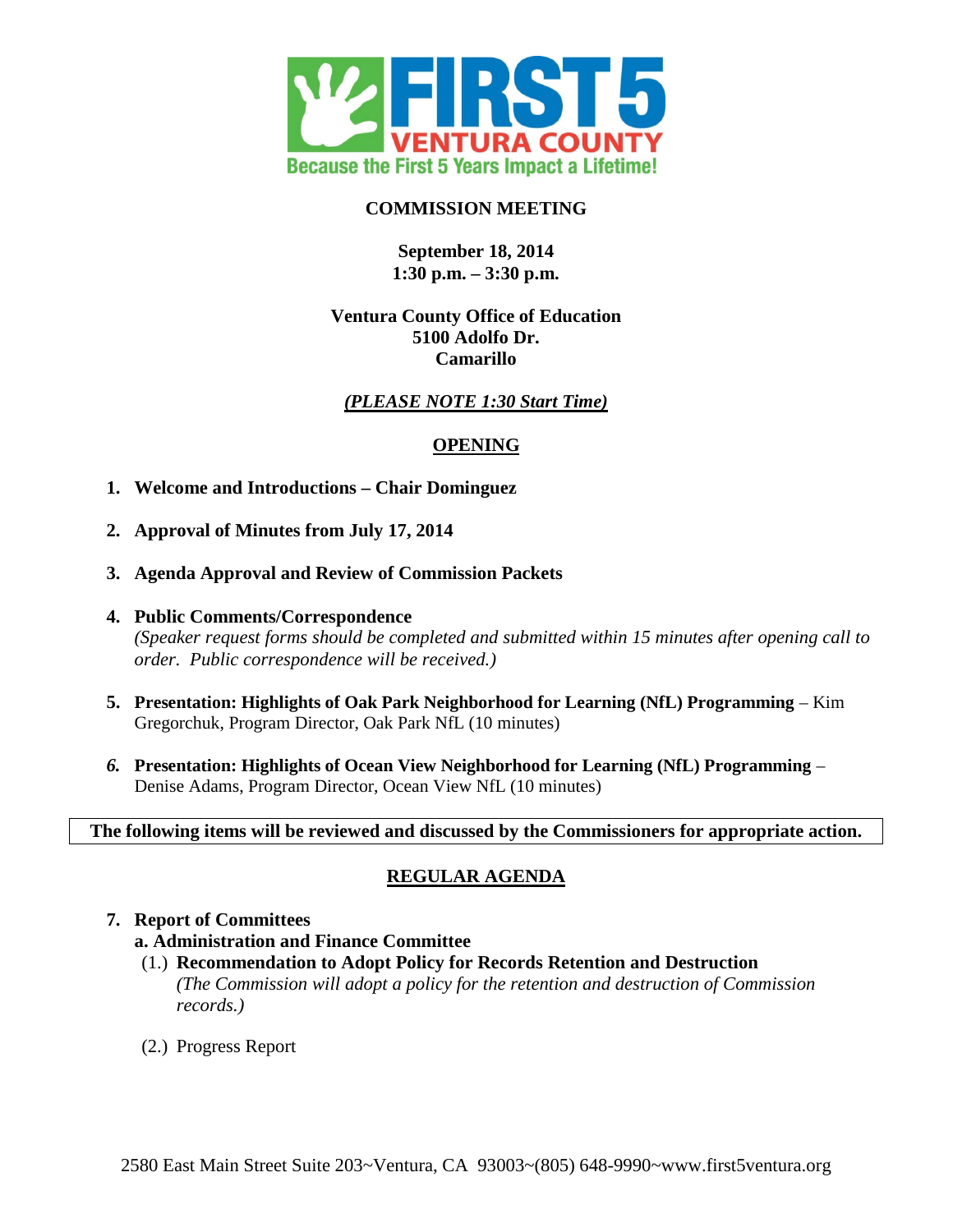# COMMISSION MEETING

**September 18, 2014**
**1:30 p.m. – 3:30 p.m.**

**Ventura County Office of Education**
**5100 Adolfo Dr.**
**Camarillo**

***(PLEASE NOTE 1:30 Start Time)***

## OPENING

1. **Welcome and Introductions – Chair Dominguez**

2. **Approval of Minutes from July 17, 2014**

3. **Agenda Approval and Review of Commission Packets**

4. **Public Comments/Correspondence**
   *(Speaker request forms should be completed and submitted within 15 minutes after opening call to order. Public correspondence will be received.)*

5. **Presentation: Highlights of Oak Park Neighborhood for Learning (NfL) Programming** – Kim Gregorchuk, Program Director, Oak Park NfL (10 minutes)

6. **Presentation: Highlights of Ocean View Neighborhood for Learning (NfL) Programming** – Denise Adams, Program Director, Ocean View NfL (10 minutes)

**The following items will be reviewed and discussed by the Commissioners for appropriate action.**

## REGULAR AGENDA

7. **Report of Committees**
   **a. Administration and Finance Committee**
   (1.) **Recommendation to Adopt Policy for Records Retention and Destruction**
   *(The Commission will adopt a policy for the retention and destruction of Commission records.)*

   (2.) Progress Report

2580 East Main Street Suite 203~Ventura, CA 93003~(805) 648-9990~www.first5ventura.org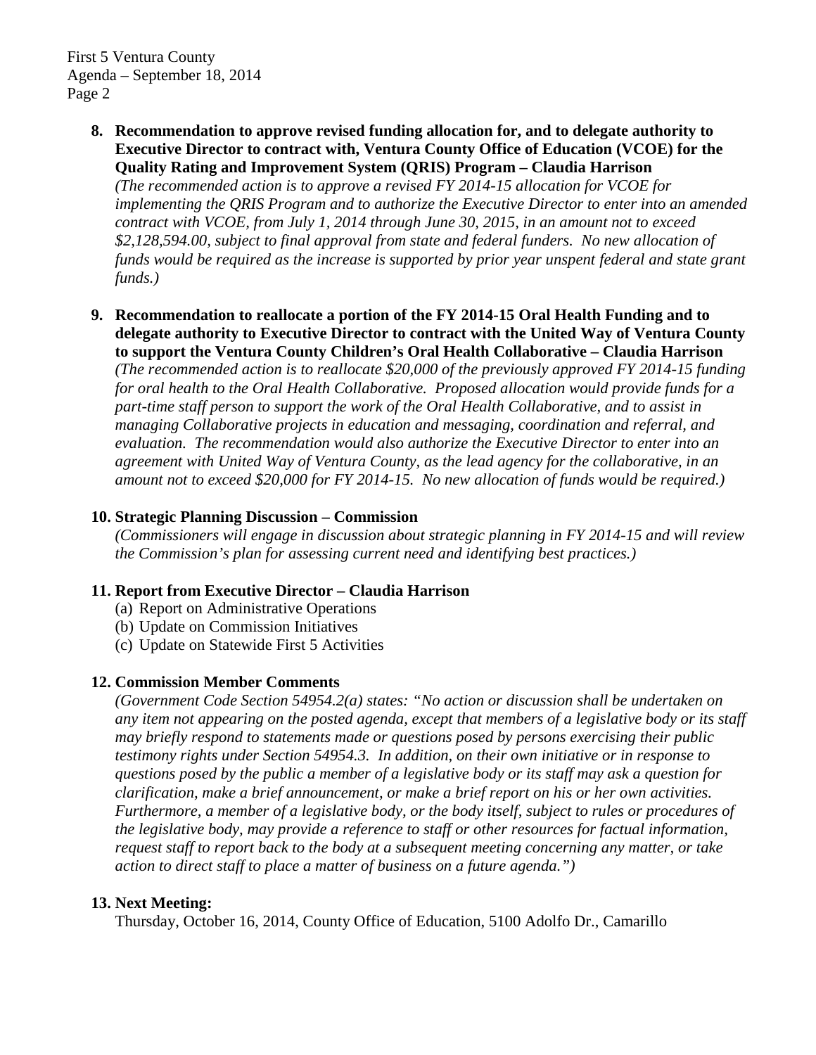8. **Recommendation to approve revised funding allocation for, and to delegate authority to Executive Director to contract with, Ventura County Office of Education (VCOE) for the Quality Rating and Improvement System (QRIS) Program – Claudia Harrison**
   *(The recommended action is to approve a revised FY 2014-15 allocation for VCOE for implementing the QRIS Program and to authorize the Executive Director to enter into an amended contract with VCOE, from July 1, 2014 through June 30, 2015, in an amount not to exceed $2,128,594.00, subject to final approval from state and federal funders. No new allocation of funds would be required as the increase is supported by prior year unspent federal and state grant funds.)*

9. **Recommendation to reallocate a portion of the FY 2014-15 Oral Health Funding and to delegate authority to Executive Director to contract with the United Way of Ventura County to support the Ventura County Children's Oral Health Collaborative – Claudia Harrison**
   *(The recommended action is to reallocate $20,000 of the previously approved FY 2014-15 funding for oral health to the Oral Health Collaborative. Proposed allocation would provide funds for a part-time staff person to support the work of the Oral Health Collaborative, and to assist in managing Collaborative projects in education and messaging, coordination and referral, and evaluation. The recommendation would also authorize the Executive Director to enter into an agreement with United Way of Ventura County, as the lead agency for the collaborative, in an amount not to exceed $20,000 for FY 2014-15. No new allocation of funds would be required.)*

10. **Strategic Planning Discussion – Commission**
    *(Commissioners will engage in discussion about strategic planning in FY 2014-15 and will review the Commission's plan for assessing current need and identifying best practices.)*

11. **Report from Executive Director – Claudia Harrison**
    (a) Report on Administrative Operations
    (b) Update on Commission Initiatives
    (c) Update on Statewide First 5 Activities

12. **Commission Member Comments**
    *(Government Code Section 54954.2(a) states: "No action or discussion shall be undertaken on any item not appearing on the posted agenda, except that members of a legislative body or its staff may briefly respond to statements made or questions posed by persons exercising their public testimony rights under Section 54954.3. In addition, on their own initiative or in response to questions posed by the public a member of a legislative body or its staff may ask a question for clarification, make a brief announcement, or make a brief report on his or her own activities. Furthermore, a member of a legislative body, or the body itself, subject to rules or procedures of the legislative body, may provide a reference to staff or other resources for factual information, request staff to report back to the body at a subsequent meeting concerning any matter, or take action to direct staff to place a matter of business on a future agenda.")*

13. **Next Meeting:**
    Thursday, October 16, 2014, County Office of Education, 5100 Adolfo Dr., Camarillo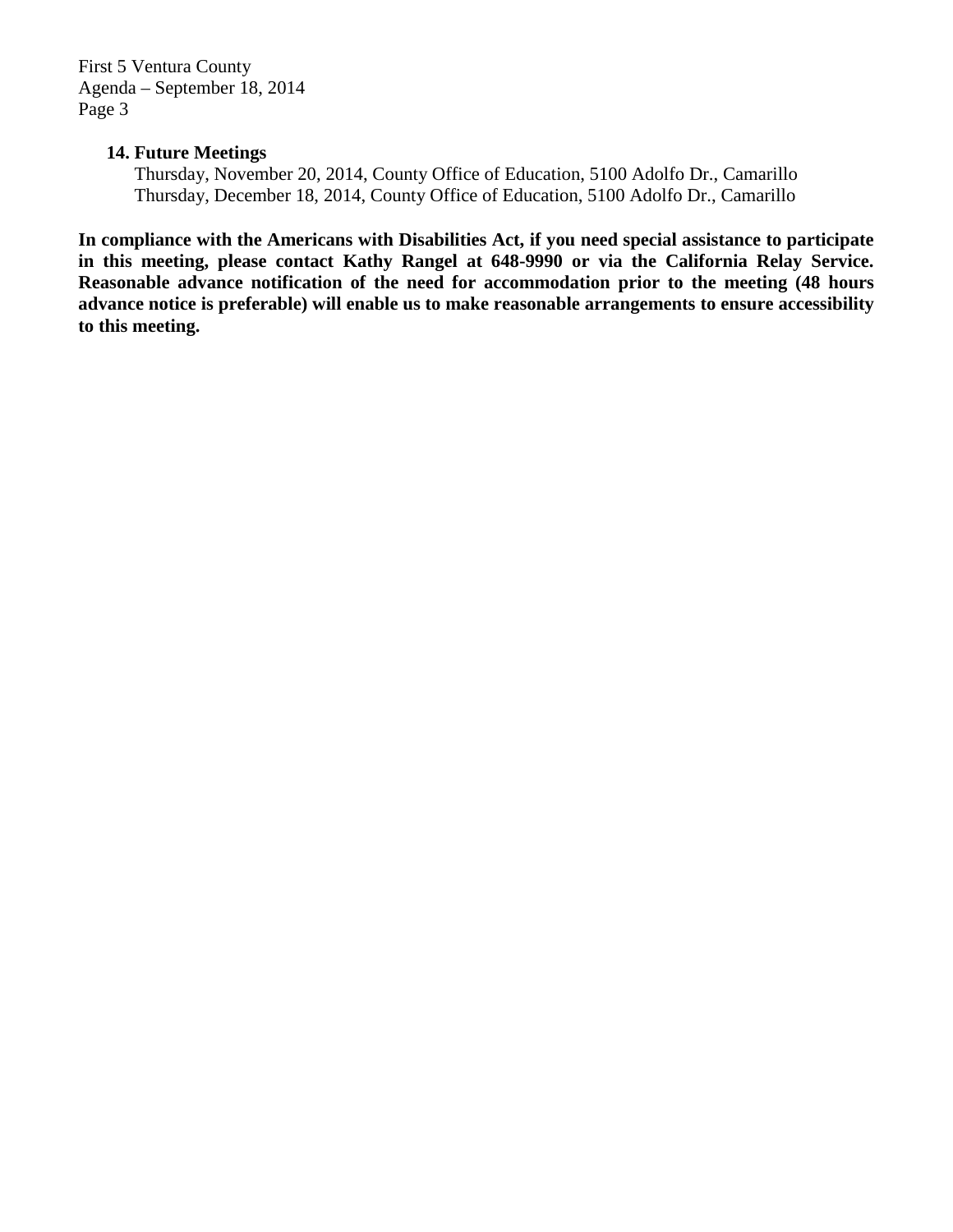**14. Future Meetings**

Thursday, November 20, 2014, County Office of Education, 5100 Adolfo Dr., Camarillo
Thursday, December 18, 2014, County Office of Education, 5100 Adolfo Dr., Camarillo

**In compliance with the Americans with Disabilities Act, if you need special assistance to participate in this meeting, please contact Kathy Rangel at 648-9990 or via the California Relay Service. Reasonable advance notification of the need for accommodation prior to the meeting (48 hours advance notice is preferable) will enable us to make reasonable arrangements to ensure accessibility to this meeting.**